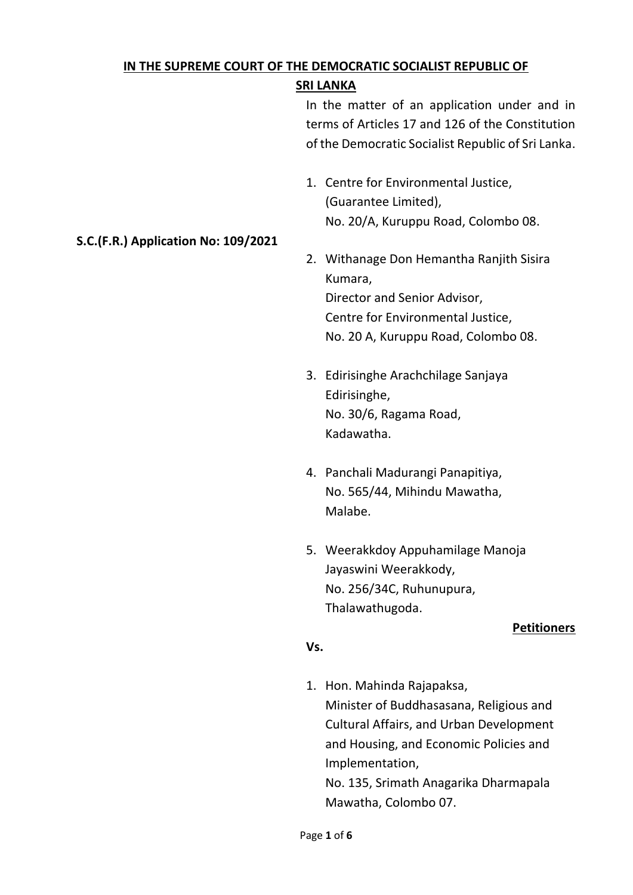**IN THE SUPREME COURT OF THE DEMOCRATIC SOCIALIST REPUBLIC OF SRI LANKA**

In the matter of an application under and in terms of Articles 17 and 126 of the Constitution of the Democratic Socialist Republic of Sri Lanka.

**S.C.(F.R.) Application No: 109/2021**

1. Centre for Environmental Justice,
   (Guarantee Limited),
   No. 20/A, Kuruppu Road, Colombo 08.

2. Withanage Don Hemantha Ranjith Sisira Kumara,
   Director and Senior Advisor,
   Centre for Environmental Justice,
   No. 20 A, Kuruppu Road, Colombo 08.

3. Edirisinghe Arachchilage Sanjaya Edirisinghe,
   No. 30/6, Ragama Road,
   Kadawatha.

4. Panchali Madurangi Panapitiya,
   No. 565/44, Mihindu Mawatha,
   Malabe.

5. Weerakkdoy Appuhamilage Manoja Jayaswini Weerakkody,
   No. 256/34C, Ruhunupura,
   Thalawathugoda.

**Petitioners**

**Vs.**

1. Hon. Mahinda Rajapaksa,
   Minister of Buddhasasana, Religious and Cultural Affairs, and Urban Development and Housing, and Economic Policies and Implementation,
   No. 135, Srimath Anagarika Dharmapala Mawatha, Colombo 07.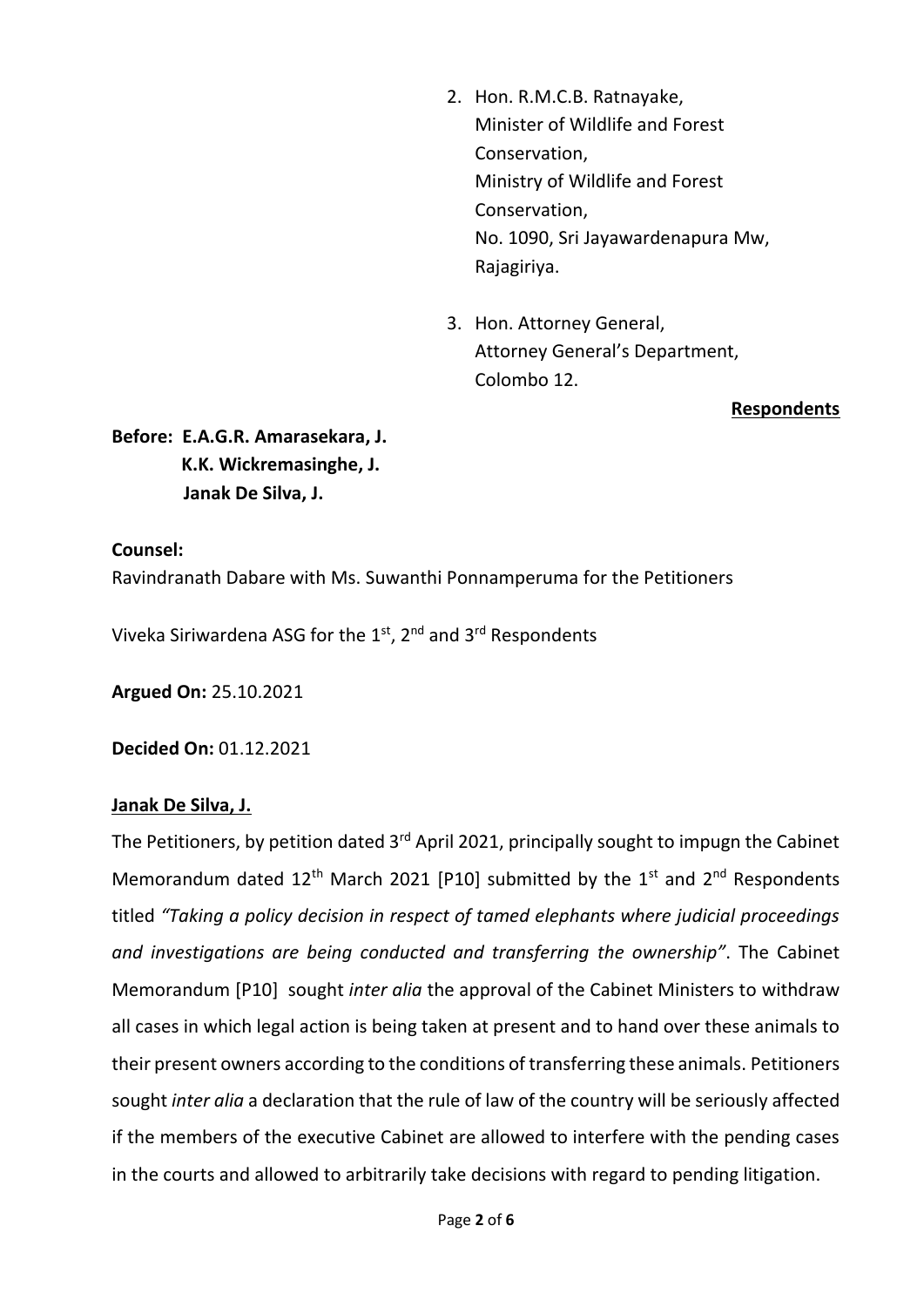2. Hon. R.M.C.B. Ratnayake,  
   Minister of Wildlife and Forest Conservation,  
   Ministry of Wildlife and Forest Conservation,  
   No. 1090, Sri Jayawardenapura Mw,  
   Rajagiriya.

3. Hon. Attorney General,  
   Attorney General's Department,  
   Colombo 12.

**Respondents**

**Before: E.A.G.R. Amarasekara, J.**  
**K.K. Wickremasinghe, J.**  
**Janak De Silva, J.**

**Counsel:**

Ravindranath Dabare with Ms. Suwanthi Ponnamperuma for the Petitioners

Viveka Siriwardena ASG for the 1st, 2nd and 3rd Respondents

**Argued On:** 25.10.2021

**Decided On:** 01.12.2021

**Janak De Silva, J.**

The Petitioners, by petition dated 3rd April 2021, principally sought to impugn the Cabinet Memorandum dated 12th March 2021 [P10] submitted by the 1st and 2nd Respondents titled *"Taking a policy decision in respect of tamed elephants where judicial proceedings and investigations are being conducted and transferring the ownership"*. The Cabinet Memorandum [P10] sought *inter alia* the approval of the Cabinet Ministers to withdraw all cases in which legal action is being taken at present and to hand over these animals to their present owners according to the conditions of transferring these animals. Petitioners sought *inter alia* a declaration that the rule of law of the country will be seriously affected if the members of the executive Cabinet are allowed to interfere with the pending cases in the courts and allowed to arbitrarily take decisions with regard to pending litigation.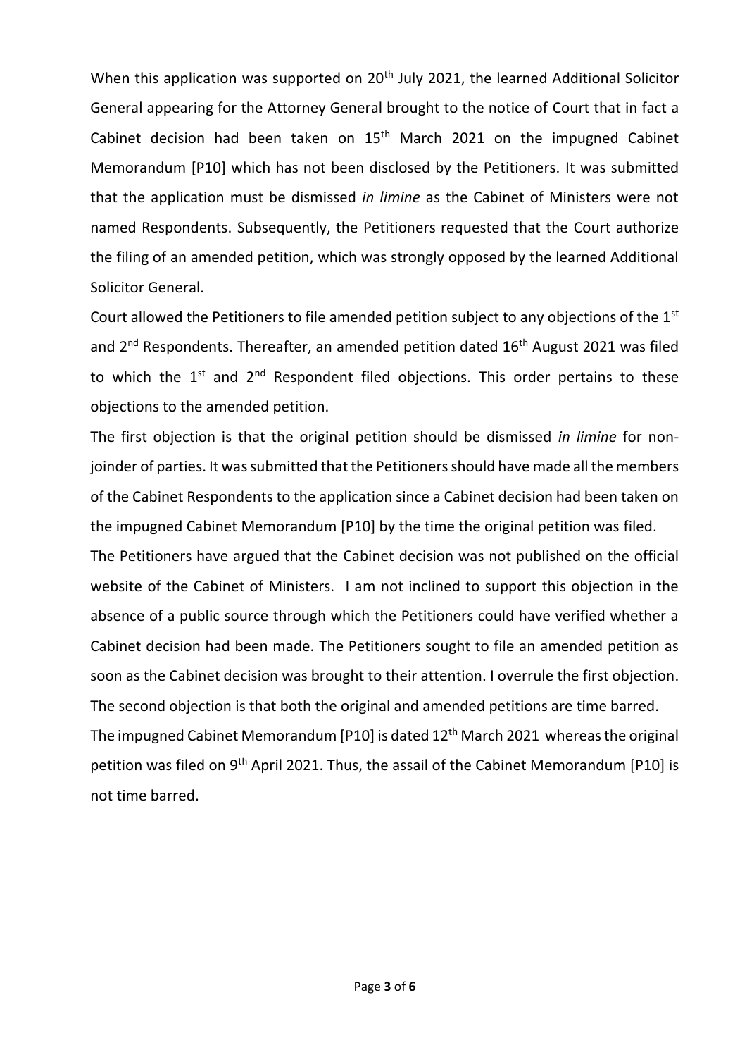When this application was supported on 20th July 2021, the learned Additional Solicitor General appearing for the Attorney General brought to the notice of Court that in fact a Cabinet decision had been taken on 15th March 2021 on the impugned Cabinet Memorandum [P10] which has not been disclosed by the Petitioners. It was submitted that the application must be dismissed *in limine* as the Cabinet of Ministers were not named Respondents. Subsequently, the Petitioners requested that the Court authorize the filing of an amended petition, which was strongly opposed by the learned Additional Solicitor General.

Court allowed the Petitioners to file amended petition subject to any objections of the 1st and 2nd Respondents. Thereafter, an amended petition dated 16th August 2021 was filed to which the 1st and 2nd Respondent filed objections. This order pertains to these objections to the amended petition.

The first objection is that the original petition should be dismissed *in limine* for non-joinder of parties. It was submitted that the Petitioners should have made all the members of the Cabinet Respondents to the application since a Cabinet decision had been taken on the impugned Cabinet Memorandum [P10] by the time the original petition was filed.

The Petitioners have argued that the Cabinet decision was not published on the official website of the Cabinet of Ministers. I am not inclined to support this objection in the absence of a public source through which the Petitioners could have verified whether a Cabinet decision had been made. The Petitioners sought to file an amended petition as soon as the Cabinet decision was brought to their attention. I overrule the first objection.

The second objection is that both the original and amended petitions are time barred.

The impugned Cabinet Memorandum [P10] is dated 12th March 2021 whereas the original petition was filed on 9th April 2021. Thus, the assail of the Cabinet Memorandum [P10] is not time barred.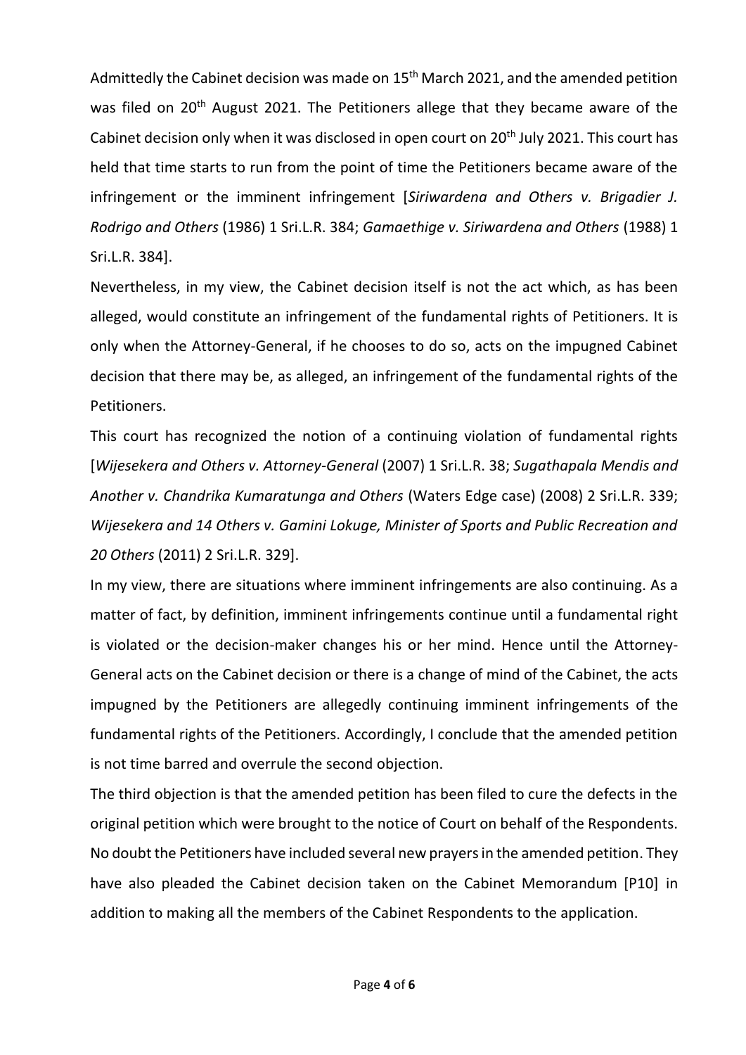Admittedly the Cabinet decision was made on 15th March 2021, and the amended petition was filed on 20th August 2021. The Petitioners allege that they became aware of the Cabinet decision only when it was disclosed in open court on 20th July 2021. This court has held that time starts to run from the point of time the Petitioners became aware of the infringement or the imminent infringement [*Siriwardena and Others v. Brigadier J. Rodrigo and Others* (1986) 1 Sri.L.R. 384; *Gamaethige v. Siriwardena and Others* (1988) 1 Sri.L.R. 384].

Nevertheless, in my view, the Cabinet decision itself is not the act which, as has been alleged, would constitute an infringement of the fundamental rights of Petitioners. It is only when the Attorney-General, if he chooses to do so, acts on the impugned Cabinet decision that there may be, as alleged, an infringement of the fundamental rights of the Petitioners.

This court has recognized the notion of a continuing violation of fundamental rights [*Wijesekera and Others v. Attorney-General* (2007) 1 Sri.L.R. 38; *Sugathapala Mendis and Another v. Chandrika Kumaratunga and Others* (Waters Edge case) (2008) 2 Sri.L.R. 339; *Wijesekera and 14 Others v. Gamini Lokuge, Minister of Sports and Public Recreation and 20 Others* (2011) 2 Sri.L.R. 329].

In my view, there are situations where imminent infringements are also continuing. As a matter of fact, by definition, imminent infringements continue until a fundamental right is violated or the decision-maker changes his or her mind. Hence until the Attorney-General acts on the Cabinet decision or there is a change of mind of the Cabinet, the acts impugned by the Petitioners are allegedly continuing imminent infringements of the fundamental rights of the Petitioners. Accordingly, I conclude that the amended petition is not time barred and overrule the second objection.

The third objection is that the amended petition has been filed to cure the defects in the original petition which were brought to the notice of Court on behalf of the Respondents. No doubt the Petitioners have included several new prayers in the amended petition. They have also pleaded the Cabinet decision taken on the Cabinet Memorandum [P10] in addition to making all the members of the Cabinet Respondents to the application.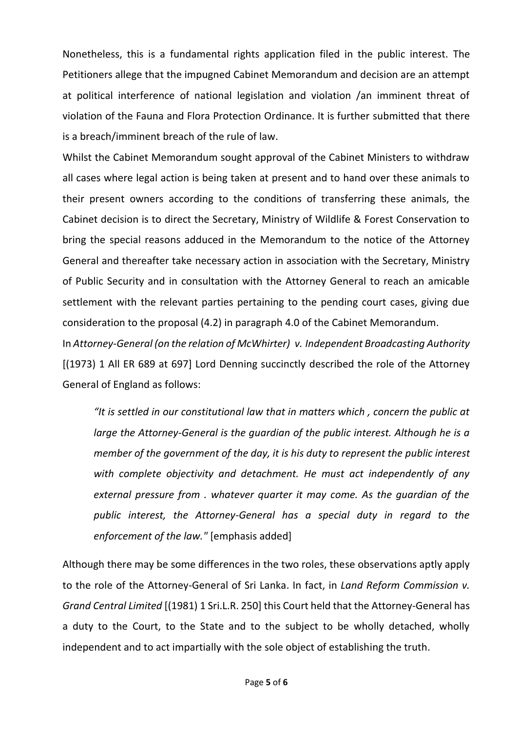Nonetheless, this is a fundamental rights application filed in the public interest. The Petitioners allege that the impugned Cabinet Memorandum and decision are an attempt at political interference of national legislation and violation /an imminent threat of violation of the Fauna and Flora Protection Ordinance. It is further submitted that there is a breach/imminent breach of the rule of law.

Whilst the Cabinet Memorandum sought approval of the Cabinet Ministers to withdraw all cases where legal action is being taken at present and to hand over these animals to their present owners according to the conditions of transferring these animals, the Cabinet decision is to direct the Secretary, Ministry of Wildlife & Forest Conservation to bring the special reasons adduced in the Memorandum to the notice of the Attorney General and thereafter take necessary action in association with the Secretary, Ministry of Public Security and in consultation with the Attorney General to reach an amicable settlement with the relevant parties pertaining to the pending court cases, giving due consideration to the proposal (4.2) in paragraph 4.0 of the Cabinet Memorandum.

In *Attorney-General (on the relation of McWhirter) v. Independent Broadcasting Authority* [(1973) 1 All ER 689 at 697] Lord Denning succinctly described the role of the Attorney General of England as follows:

> *"It is settled in our constitutional law that in matters which , concern the public at large the Attorney-General is the guardian of the public interest. Although he is a member of the government of the day, it is his duty to represent the public interest with complete objectivity and detachment. He must act independently of any external pressure from . whatever quarter it may come. As the guardian of the public interest, the Attorney-General has a special duty in regard to the enforcement of the law."* [emphasis added]

Although there may be some differences in the two roles, these observations aptly apply to the role of the Attorney-General of Sri Lanka. In fact, in *Land Reform Commission v. Grand Central Limited* [(1981) 1 Sri.L.R. 250] this Court held that the Attorney-General has a duty to the Court, to the State and to the subject to be wholly detached, wholly independent and to act impartially with the sole object of establishing the truth.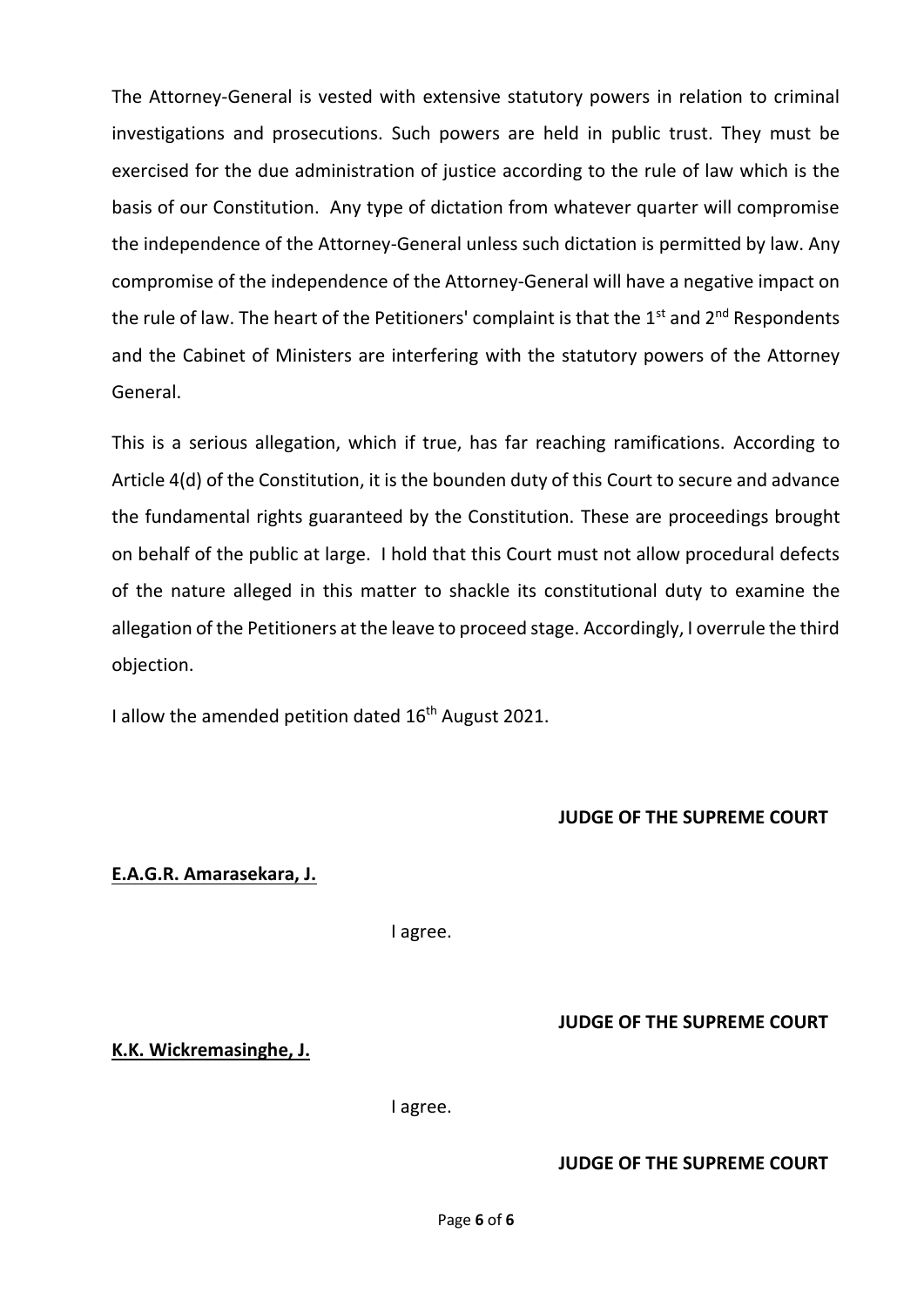The Attorney-General is vested with extensive statutory powers in relation to criminal investigations and prosecutions. Such powers are held in public trust. They must be exercised for the due administration of justice according to the rule of law which is the basis of our Constitution. Any type of dictation from whatever quarter will compromise the independence of the Attorney-General unless such dictation is permitted by law. Any compromise of the independence of the Attorney-General will have a negative impact on the rule of law. The heart of the Petitioners' complaint is that the 1st and 2nd Respondents and the Cabinet of Ministers are interfering with the statutory powers of the Attorney General.

This is a serious allegation, which if true, has far reaching ramifications. According to Article 4(d) of the Constitution, it is the bounden duty of this Court to secure and advance the fundamental rights guaranteed by the Constitution. These are proceedings brought on behalf of the public at large. I hold that this Court must not allow procedural defects of the nature alleged in this matter to shackle its constitutional duty to examine the allegation of the Petitioners at the leave to proceed stage. Accordingly, I overrule the third objection.

I allow the amended petition dated 16th August 2021.

**JUDGE OF THE SUPREME COURT**

**E.A.G.R. Amarasekara, J.**

I agree.

**JUDGE OF THE SUPREME COURT**

**K.K. Wickremasinghe, J.**

I agree.

**JUDGE OF THE SUPREME COURT**